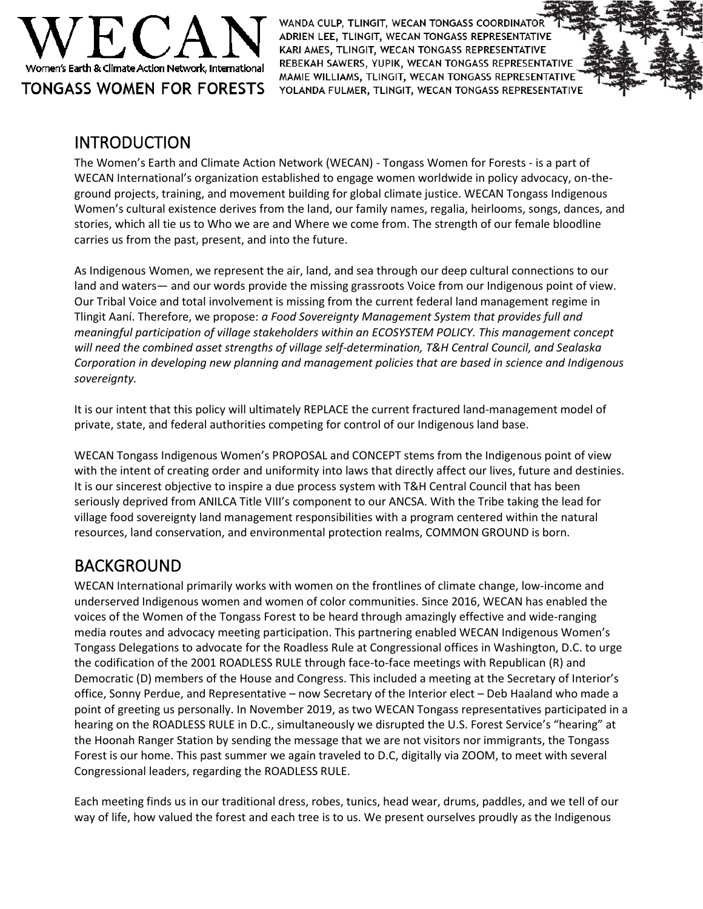# WECAN

Women's Earth & Climate Action Network, International

TONGASS WOMEN FOR FORESTS

WANDA CULP, TLINGIT, WECAN TONGASS COORDINATOR
ADRIEN LEE, TLINGIT, WECAN TONGASS REPRESENTATIVE
KARI AMES, TLINGIT, WECAN TONGASS REPRESENTATIVE
REBEKAH SAWERS, YUPIK, WECAN TONGASS REPRESENTATIVE
MAMIE WILLIAMS, TLINGIT, WECAN TONGASS REPRESENTATIVE
YOLANDA FULMER, TLINGIT, WECAN TONGASS REPRESENTATIVE

## INTRODUCTION

The Women's Earth and Climate Action Network (WECAN) - Tongass Women for Forests - is a part of WECAN International's organization established to engage women worldwide in policy advocacy, on-the-ground projects, training, and movement building for global climate justice. WECAN Tongass Indigenous Women's cultural existence derives from the land, our family names, regalia, heirlooms, songs, dances, and stories, which all tie us to Who we are and Where we come from. The strength of our female bloodline carries us from the past, present, and into the future.

As Indigenous Women, we represent the air, land, and sea through our deep cultural connections to our land and waters— and our words provide the missing grassroots Voice from our Indigenous point of view. Our Tribal Voice and total involvement is missing from the current federal land management regime in Tlingit Aaní. Therefore, we propose: *a Food Sovereignty Management System that provides full and meaningful participation of village stakeholders within an ECOSYSTEM POLICY. This management concept will need the combined asset strengths of village self-determination, T&H Central Council, and Sealaska Corporation in developing new planning and management policies that are based in science and Indigenous sovereignty.*

It is our intent that this policy will ultimately REPLACE the current fractured land-management model of private, state, and federal authorities competing for control of our Indigenous land base.

WECAN Tongass Indigenous Women's PROPOSAL and CONCEPT stems from the Indigenous point of view with the intent of creating order and uniformity into laws that directly affect our lives, future and destinies. It is our sincerest objective to inspire a due process system with T&H Central Council that has been seriously deprived from ANILCA Title VIII's component to our ANCSA. With the Tribe taking the lead for village food sovereignty land management responsibilities with a program centered within the natural resources, land conservation, and environmental protection realms, COMMON GROUND is born.

## BACKGROUND

WECAN International primarily works with women on the frontlines of climate change, low-income and underserved Indigenous women and women of color communities. Since 2016, WECAN has enabled the voices of the Women of the Tongass Forest to be heard through amazingly effective and wide-ranging media routes and advocacy meeting participation. This partnering enabled WECAN Indigenous Women's Tongass Delegations to advocate for the Roadless Rule at Congressional offices in Washington, D.C. to urge the codification of the 2001 ROADLESS RULE through face-to-face meetings with Republican (R) and Democratic (D) members of the House and Congress. This included a meeting at the Secretary of Interior's office, Sonny Perdue, and Representative – now Secretary of the Interior elect – Deb Haaland who made a point of greeting us personally. In November 2019, as two WECAN Tongass representatives participated in a hearing on the ROADLESS RULE in D.C., simultaneously we disrupted the U.S. Forest Service's "hearing" at the Hoonah Ranger Station by sending the message that we are not visitors nor immigrants, the Tongass Forest is our home. This past summer we again traveled to D.C, digitally via ZOOM, to meet with several Congressional leaders, regarding the ROADLESS RULE.

Each meeting finds us in our traditional dress, robes, tunics, head wear, drums, paddles, and we tell of our way of life, how valued the forest and each tree is to us. We present ourselves proudly as the Indigenous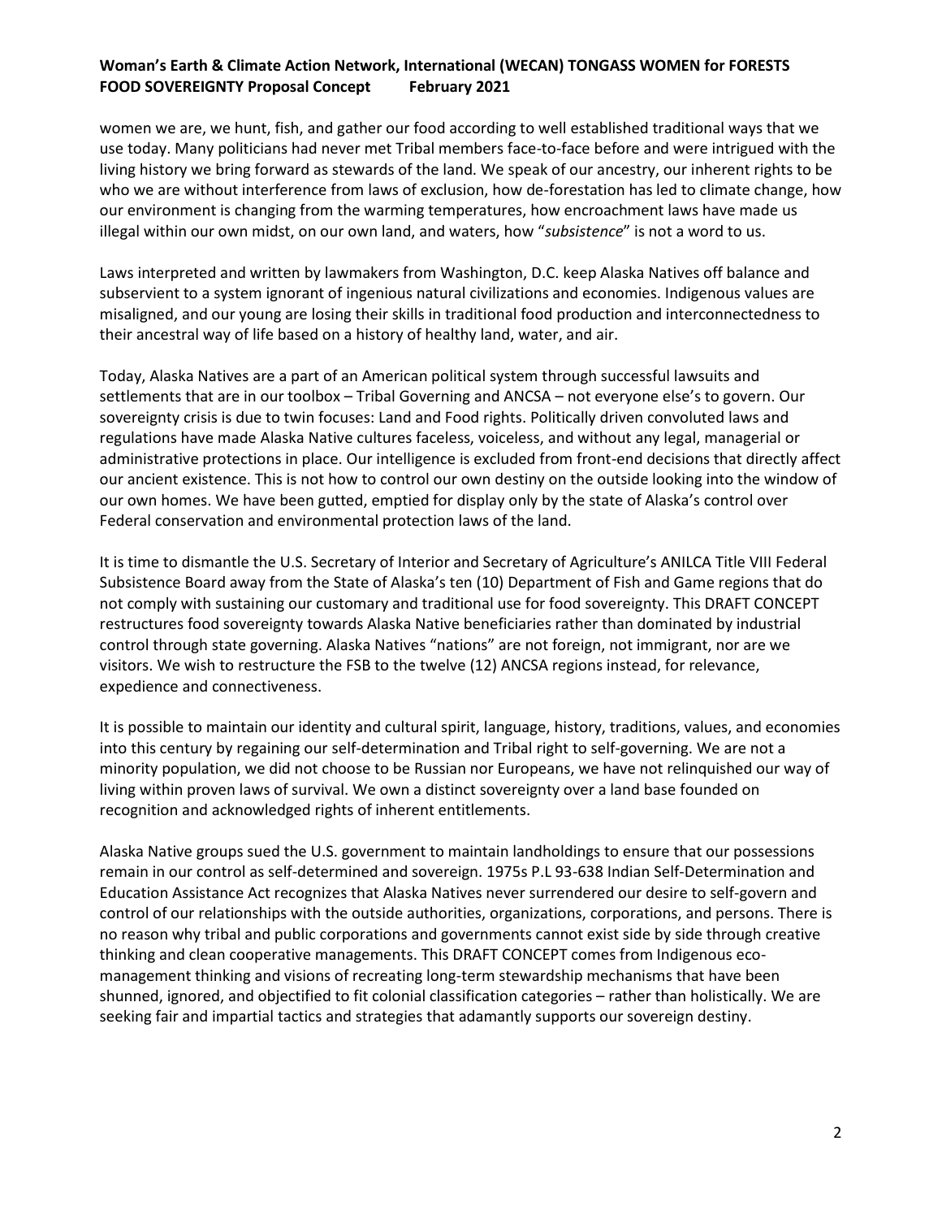women we are, we hunt, fish, and gather our food according to well established traditional ways that we use today. Many politicians had never met Tribal members face-to-face before and were intrigued with the living history we bring forward as stewards of the land. We speak of our ancestry, our inherent rights to be who we are without interference from laws of exclusion, how de-forestation has led to climate change, how our environment is changing from the warming temperatures, how encroachment laws have made us illegal within our own midst, on our own land, and waters, how "*subsistence*" is not a word to us.

Laws interpreted and written by lawmakers from Washington, D.C. keep Alaska Natives off balance and subservient to a system ignorant of ingenious natural civilizations and economies. Indigenous values are misaligned, and our young are losing their skills in traditional food production and interconnectedness to their ancestral way of life based on a history of healthy land, water, and air.

Today, Alaska Natives are a part of an American political system through successful lawsuits and settlements that are in our toolbox – Tribal Governing and ANCSA – not everyone else's to govern. Our sovereignty crisis is due to twin focuses: Land and Food rights. Politically driven convoluted laws and regulations have made Alaska Native cultures faceless, voiceless, and without any legal, managerial or administrative protections in place. Our intelligence is excluded from front-end decisions that directly affect our ancient existence. This is not how to control our own destiny on the outside looking into the window of our own homes. We have been gutted, emptied for display only by the state of Alaska's control over Federal conservation and environmental protection laws of the land.

It is time to dismantle the U.S. Secretary of Interior and Secretary of Agriculture's ANILCA Title VIII Federal Subsistence Board away from the State of Alaska's ten (10) Department of Fish and Game regions that do not comply with sustaining our customary and traditional use for food sovereignty. This DRAFT CONCEPT restructures food sovereignty towards Alaska Native beneficiaries rather than dominated by industrial control through state governing. Alaska Natives "nations" are not foreign, not immigrant, nor are we visitors. We wish to restructure the FSB to the twelve (12) ANCSA regions instead, for relevance, expedience and connectiveness.

It is possible to maintain our identity and cultural spirit, language, history, traditions, values, and economies into this century by regaining our self-determination and Tribal right to self-governing. We are not a minority population, we did not choose to be Russian nor Europeans, we have not relinquished our way of living within proven laws of survival. We own a distinct sovereignty over a land base founded on recognition and acknowledged rights of inherent entitlements.

Alaska Native groups sued the U.S. government to maintain landholdings to ensure that our possessions remain in our control as self-determined and sovereign. 1975s P.L 93-638 Indian Self-Determination and Education Assistance Act recognizes that Alaska Natives never surrendered our desire to self-govern and control of our relationships with the outside authorities, organizations, corporations, and persons. There is no reason why tribal and public corporations and governments cannot exist side by side through creative thinking and clean cooperative managements. This DRAFT CONCEPT comes from Indigenous eco-management thinking and visions of recreating long-term stewardship mechanisms that have been shunned, ignored, and objectified to fit colonial classification categories – rather than holistically. We are seeking fair and impartial tactics and strategies that adamantly supports our sovereign destiny.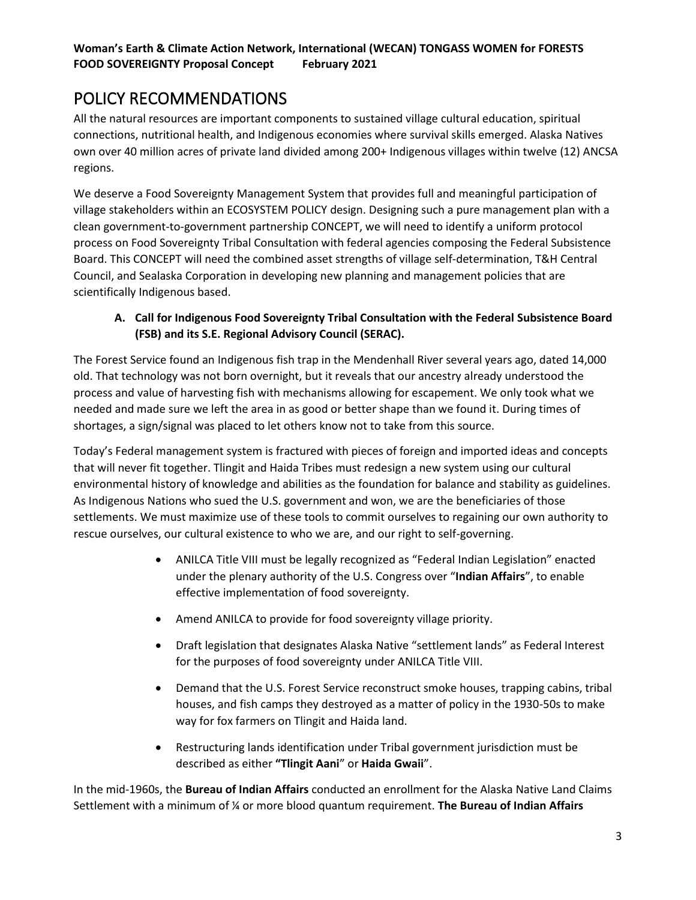## POLICY RECOMMENDATIONS

All the natural resources are important components to sustained village cultural education, spiritual connections, nutritional health, and Indigenous economies where survival skills emerged. Alaska Natives own over 40 million acres of private land divided among 200+ Indigenous villages within twelve (12) ANCSA regions.

We deserve a Food Sovereignty Management System that provides full and meaningful participation of village stakeholders within an ECOSYSTEM POLICY design. Designing such a pure management plan with a clean government-to-government partnership CONCEPT, we will need to identify a uniform protocol process on Food Sovereignty Tribal Consultation with federal agencies composing the Federal Subsistence Board. This CONCEPT will need the combined asset strengths of village self-determination, T&H Central Council, and Sealaska Corporation in developing new planning and management policies that are scientifically Indigenous based.

### A. Call for Indigenous Food Sovereignty Tribal Consultation with the Federal Subsistence Board (FSB) and its S.E. Regional Advisory Council (SERAC).

The Forest Service found an Indigenous fish trap in the Mendenhall River several years ago, dated 14,000 old. That technology was not born overnight, but it reveals that our ancestry already understood the process and value of harvesting fish with mechanisms allowing for escapement. We only took what we needed and made sure we left the area in as good or better shape than we found it. During times of shortages, a sign/signal was placed to let others know not to take from this source.

Today's Federal management system is fractured with pieces of foreign and imported ideas and concepts that will never fit together. Tlingit and Haida Tribes must redesign a new system using our cultural environmental history of knowledge and abilities as the foundation for balance and stability as guidelines. As Indigenous Nations who sued the U.S. government and won, we are the beneficiaries of those settlements. We must maximize use of these tools to commit ourselves to regaining our own authority to rescue ourselves, our cultural existence to who we are, and our right to self-governing.

- ANILCA Title VIII must be legally recognized as "Federal Indian Legislation" enacted under the plenary authority of the U.S. Congress over "**Indian Affairs**", to enable effective implementation of food sovereignty.
- Amend ANILCA to provide for food sovereignty village priority.
- Draft legislation that designates Alaska Native "settlement lands" as Federal Interest for the purposes of food sovereignty under ANILCA Title VIII.
- Demand that the U.S. Forest Service reconstruct smoke houses, trapping cabins, tribal houses, and fish camps they destroyed as a matter of policy in the 1930-50s to make way for fox farmers on Tlingit and Haida land.
- Restructuring lands identification under Tribal government jurisdiction must be described as either **"Tlingit Aani**" or **Haida Gwaii**".

In the mid-1960s, the **Bureau of Indian Affairs** conducted an enrollment for the Alaska Native Land Claims Settlement with a minimum of ¼ or more blood quantum requirement. **The Bureau of Indian Affairs**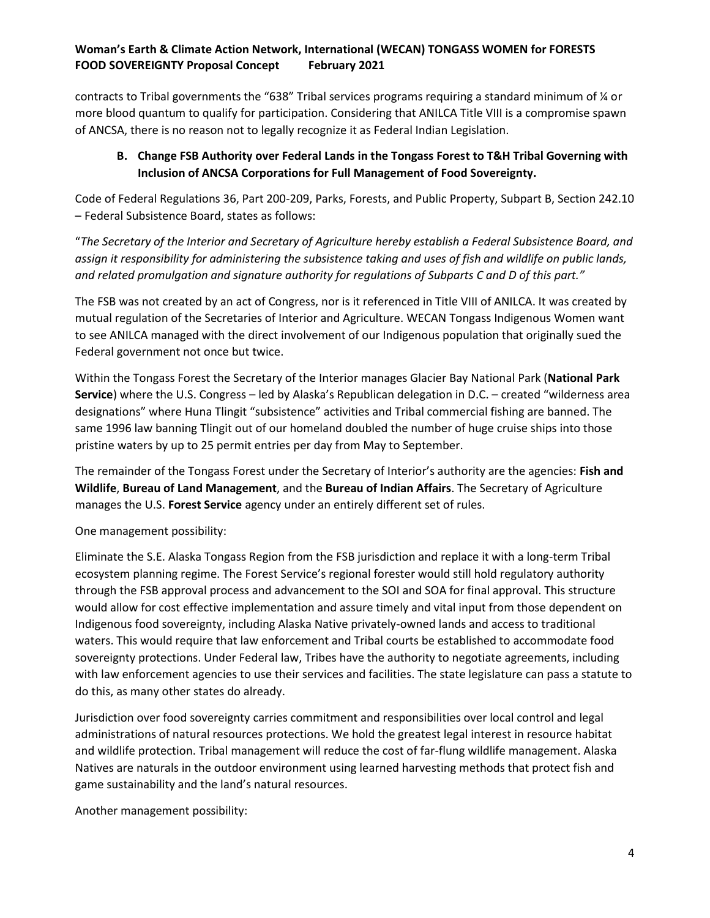contracts to Tribal governments the "638" Tribal services programs requiring a standard minimum of ¼ or more blood quantum to qualify for participation. Considering that ANILCA Title VIII is a compromise spawn of ANCSA, there is no reason not to legally recognize it as Federal Indian Legislation.

**B. Change FSB Authority over Federal Lands in the Tongass Forest to T&H Tribal Governing with Inclusion of ANCSA Corporations for Full Management of Food Sovereignty.**

Code of Federal Regulations 36, Part 200-209, Parks, Forests, and Public Property, Subpart B, Section 242.10 – Federal Subsistence Board, states as follows:

"*The Secretary of the Interior and Secretary of Agriculture hereby establish a Federal Subsistence Board, and assign it responsibility for administering the subsistence taking and uses of fish and wildlife on public lands, and related promulgation and signature authority for regulations of Subparts C and D of this part.*"

The FSB was not created by an act of Congress, nor is it referenced in Title VIII of ANILCA. It was created by mutual regulation of the Secretaries of Interior and Agriculture. WECAN Tongass Indigenous Women want to see ANILCA managed with the direct involvement of our Indigenous population that originally sued the Federal government not once but twice.

Within the Tongass Forest the Secretary of the Interior manages Glacier Bay National Park (**National Park Service**) where the U.S. Congress – led by Alaska's Republican delegation in D.C. – created "wilderness area designations" where Huna Tlingit "subsistence" activities and Tribal commercial fishing are banned. The same 1996 law banning Tlingit out of our homeland doubled the number of huge cruise ships into those pristine waters by up to 25 permit entries per day from May to September.

The remainder of the Tongass Forest under the Secretary of Interior's authority are the agencies: **Fish and Wildlife**, **Bureau of Land Management**, and the **Bureau of Indian Affairs**. The Secretary of Agriculture manages the U.S. **Forest Service** agency under an entirely different set of rules.

One management possibility:

Eliminate the S.E. Alaska Tongass Region from the FSB jurisdiction and replace it with a long-term Tribal ecosystem planning regime. The Forest Service's regional forester would still hold regulatory authority through the FSB approval process and advancement to the SOI and SOA for final approval. This structure would allow for cost effective implementation and assure timely and vital input from those dependent on Indigenous food sovereignty, including Alaska Native privately-owned lands and access to traditional waters. This would require that law enforcement and Tribal courts be established to accommodate food sovereignty protections. Under Federal law, Tribes have the authority to negotiate agreements, including with law enforcement agencies to use their services and facilities. The state legislature can pass a statute to do this, as many other states do already.

Jurisdiction over food sovereignty carries commitment and responsibilities over local control and legal administrations of natural resources protections. We hold the greatest legal interest in resource habitat and wildlife protection. Tribal management will reduce the cost of far-flung wildlife management. Alaska Natives are naturals in the outdoor environment using learned harvesting methods that protect fish and game sustainability and the land's natural resources.

Another management possibility: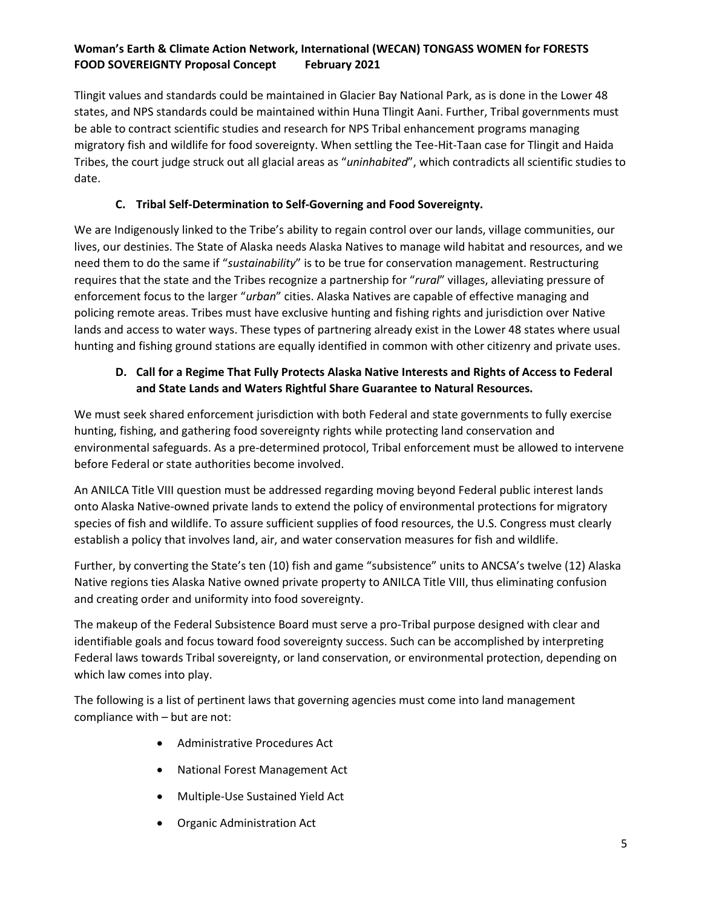Tlingit values and standards could be maintained in Glacier Bay National Park, as is done in the Lower 48 states, and NPS standards could be maintained within Huna Tlingit Aani. Further, Tribal governments must be able to contract scientific studies and research for NPS Tribal enhancement programs managing migratory fish and wildlife for food sovereignty. When settling the Tee-Hit-Taan case for Tlingit and Haida Tribes, the court judge struck out all glacial areas as "*uninhabited*", which contradicts all scientific studies to date.

### C. Tribal Self-Determination to Self-Governing and Food Sovereignty.

We are Indigenously linked to the Tribe's ability to regain control over our lands, village communities, our lives, our destinies. The State of Alaska needs Alaska Natives to manage wild habitat and resources, and we need them to do the same if "*sustainability*" is to be true for conservation management. Restructuring requires that the state and the Tribes recognize a partnership for "*rural*" villages, alleviating pressure of enforcement focus to the larger "*urban*" cities. Alaska Natives are capable of effective managing and policing remote areas. Tribes must have exclusive hunting and fishing rights and jurisdiction over Native lands and access to water ways. These types of partnering already exist in the Lower 48 states where usual hunting and fishing ground stations are equally identified in common with other citizenry and private uses.

### D. Call for a Regime That Fully Protects Alaska Native Interests and Rights of Access to Federal and State Lands and Waters Rightful Share Guarantee to Natural Resources.

We must seek shared enforcement jurisdiction with both Federal and state governments to fully exercise hunting, fishing, and gathering food sovereignty rights while protecting land conservation and environmental safeguards. As a pre-determined protocol, Tribal enforcement must be allowed to intervene before Federal or state authorities become involved.

An ANILCA Title VIII question must be addressed regarding moving beyond Federal public interest lands onto Alaska Native-owned private lands to extend the policy of environmental protections for migratory species of fish and wildlife. To assure sufficient supplies of food resources, the U.S. Congress must clearly establish a policy that involves land, air, and water conservation measures for fish and wildlife.

Further, by converting the State's ten (10) fish and game "subsistence" units to ANCSA's twelve (12) Alaska Native regions ties Alaska Native owned private property to ANILCA Title VIII, thus eliminating confusion and creating order and uniformity into food sovereignty.

The makeup of the Federal Subsistence Board must serve a pro-Tribal purpose designed with clear and identifiable goals and focus toward food sovereignty success. Such can be accomplished by interpreting Federal laws towards Tribal sovereignty, or land conservation, or environmental protection, depending on which law comes into play.

The following is a list of pertinent laws that governing agencies must come into land management compliance with – but are not:

- Administrative Procedures Act
- National Forest Management Act
- Multiple-Use Sustained Yield Act
- Organic Administration Act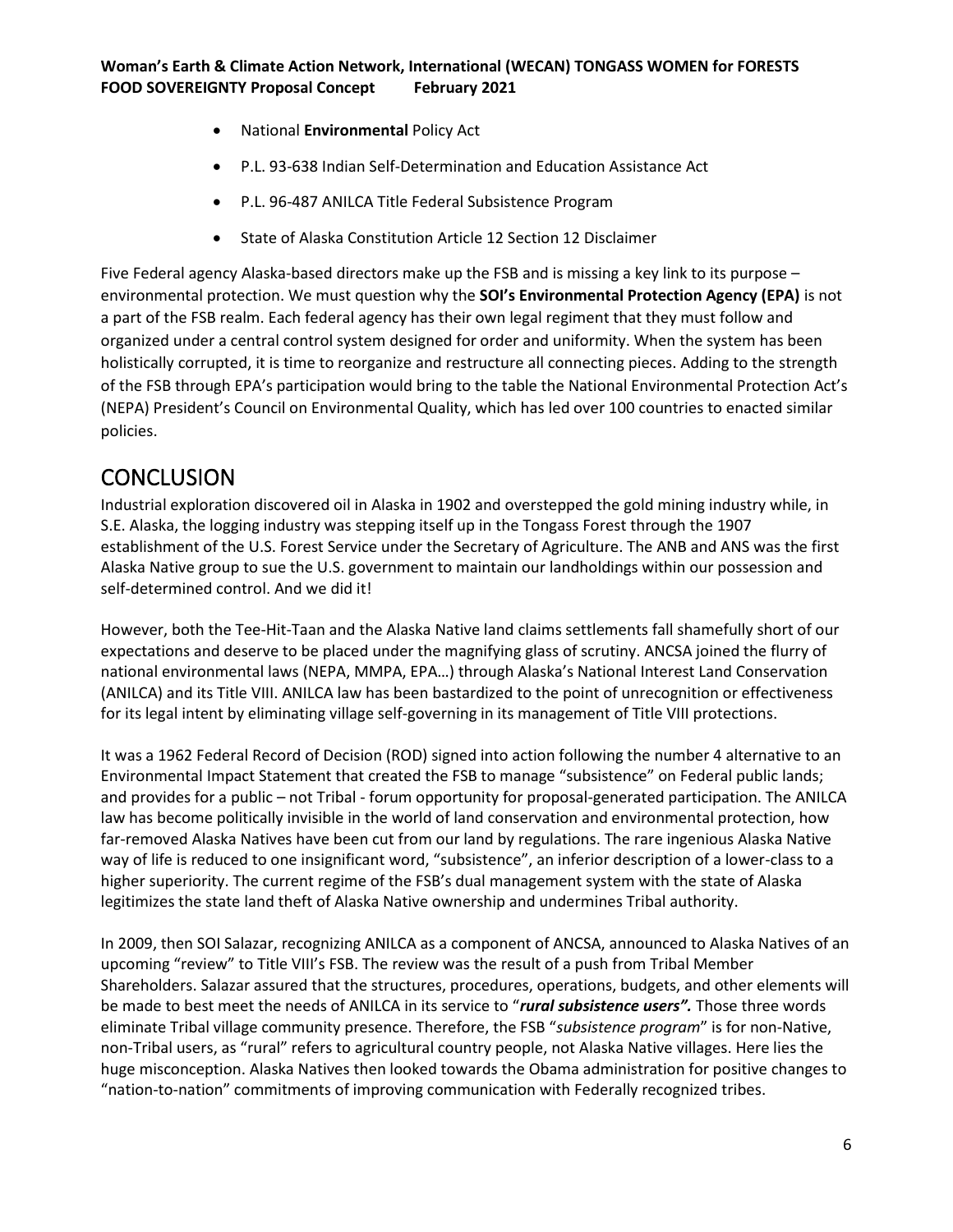- National **Environmental** Policy Act
- P.L. 93-638 Indian Self-Determination and Education Assistance Act
- P.L. 96-487 ANILCA Title Federal Subsistence Program
- State of Alaska Constitution Article 12 Section 12 Disclaimer

Five Federal agency Alaska-based directors make up the FSB and is missing a key link to its purpose – environmental protection. We must question why the **SOI's Environmental Protection Agency (EPA)** is not a part of the FSB realm. Each federal agency has their own legal regiment that they must follow and organized under a central control system designed for order and uniformity. When the system has been holistically corrupted, it is time to reorganize and restructure all connecting pieces. Adding to the strength of the FSB through EPA's participation would bring to the table the National Environmental Protection Act's (NEPA) President's Council on Environmental Quality, which has led over 100 countries to enacted similar policies.

## CONCLUSION

Industrial exploration discovered oil in Alaska in 1902 and overstepped the gold mining industry while, in S.E. Alaska, the logging industry was stepping itself up in the Tongass Forest through the 1907 establishment of the U.S. Forest Service under the Secretary of Agriculture. The ANB and ANS was the first Alaska Native group to sue the U.S. government to maintain our landholdings within our possession and self-determined control. And we did it!

However, both the Tee-Hit-Taan and the Alaska Native land claims settlements fall shamefully short of our expectations and deserve to be placed under the magnifying glass of scrutiny. ANCSA joined the flurry of national environmental laws (NEPA, MMPA, EPA…) through Alaska's National Interest Land Conservation (ANILCA) and its Title VIII. ANILCA law has been bastardized to the point of unrecognition or effectiveness for its legal intent by eliminating village self-governing in its management of Title VIII protections.

It was a 1962 Federal Record of Decision (ROD) signed into action following the number 4 alternative to an Environmental Impact Statement that created the FSB to manage "subsistence" on Federal public lands; and provides for a public – not Tribal - forum opportunity for proposal-generated participation. The ANILCA law has become politically invisible in the world of land conservation and environmental protection, how far-removed Alaska Natives have been cut from our land by regulations. The rare ingenious Alaska Native way of life is reduced to one insignificant word, "subsistence", an inferior description of a lower-class to a higher superiority. The current regime of the FSB's dual management system with the state of Alaska legitimizes the state land theft of Alaska Native ownership and undermines Tribal authority.

In 2009, then SOI Salazar, recognizing ANILCA as a component of ANCSA, announced to Alaska Natives of an upcoming "review" to Title VIII's FSB. The review was the result of a push from Tribal Member Shareholders. Salazar assured that the structures, procedures, operations, budgets, and other elements will be made to best meet the needs of ANILCA in its service to "***rural subsistence users".*** Those three words eliminate Tribal village community presence. Therefore, the FSB "*subsistence program*" is for non-Native, non-Tribal users, as "rural" refers to agricultural country people, not Alaska Native villages. Here lies the huge misconception. Alaska Natives then looked towards the Obama administration for positive changes to "nation-to-nation" commitments of improving communication with Federally recognized tribes.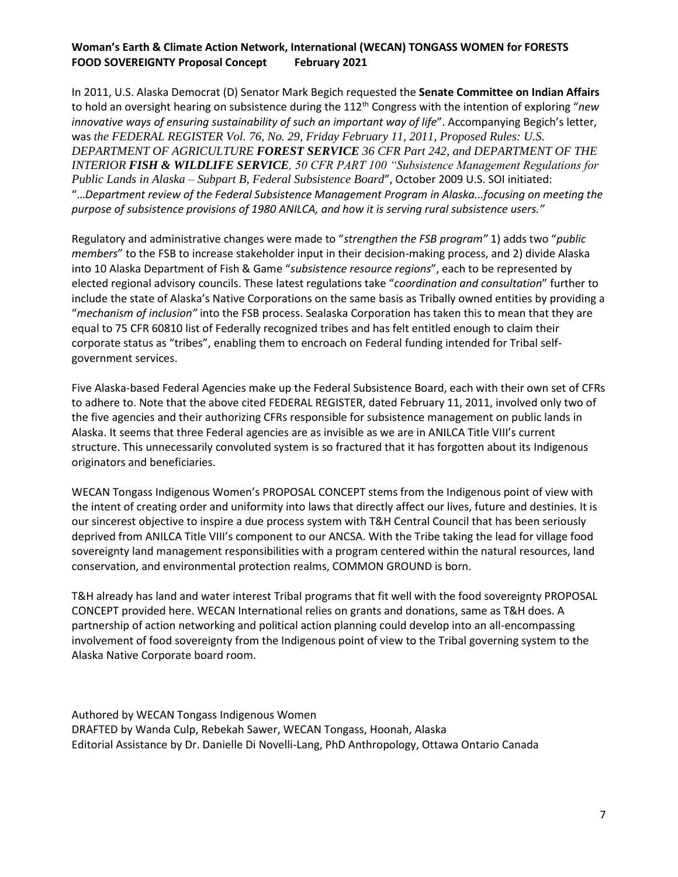**Woman's Earth & Climate Action Network, International (WECAN) TONGASS WOMEN for FORESTS FOOD SOVEREIGNTY Proposal Concept February 2021**

In 2011, U.S. Alaska Democrat (D) Senator Mark Begich requested the **Senate Committee on Indian Affairs** to hold an oversight hearing on subsistence during the 112th Congress with the intention of exploring "*new innovative ways of ensuring sustainability of such an important way of life*". Accompanying Begich's letter, was *the FEDERAL REGISTER Vol. 76, No. 29, Friday February 11, 2011, Proposed Rules: U.S. DEPARTMENT OF AGRICULTURE **FOREST SERVICE** 36 CFR Part 242, and DEPARTMENT OF THE INTERIOR **FISH & WILDLIFE SERVICE**, 50 CFR PART 100 "Subsistence Management Regulations for Public Lands in Alaska – Subpart B, Federal Subsistence Board*", October 2009 U.S. SOI initiated: "*…Department review of the Federal Subsistence Management Program in Alaska...focusing on meeting the purpose of subsistence provisions of 1980 ANILCA, and how it is serving rural subsistence users."*

Regulatory and administrative changes were made to "*strengthen the FSB program"* 1) adds two "*public members*" to the FSB to increase stakeholder input in their decision-making process, and 2) divide Alaska into 10 Alaska Department of Fish & Game "*subsistence resource regions*", each to be represented by elected regional advisory councils. These latest regulations take "*coordination and consultation*" further to include the state of Alaska's Native Corporations on the same basis as Tribally owned entities by providing a "*mechanism of inclusion"* into the FSB process. Sealaska Corporation has taken this to mean that they are equal to 75 CFR 60810 list of Federally recognized tribes and has felt entitled enough to claim their corporate status as "tribes", enabling them to encroach on Federal funding intended for Tribal self-government services.

Five Alaska-based Federal Agencies make up the Federal Subsistence Board, each with their own set of CFRs to adhere to. Note that the above cited FEDERAL REGISTER, dated February 11, 2011, involved only two of the five agencies and their authorizing CFRs responsible for subsistence management on public lands in Alaska. It seems that three Federal agencies are as invisible as we are in ANILCA Title VIII's current structure. This unnecessarily convoluted system is so fractured that it has forgotten about its Indigenous originators and beneficiaries.

WECAN Tongass Indigenous Women's PROPOSAL CONCEPT stems from the Indigenous point of view with the intent of creating order and uniformity into laws that directly affect our lives, future and destinies. It is our sincerest objective to inspire a due process system with T&H Central Council that has been seriously deprived from ANILCA Title VIII's component to our ANCSA. With the Tribe taking the lead for village food sovereignty land management responsibilities with a program centered within the natural resources, land conservation, and environmental protection realms, COMMON GROUND is born.

T&H already has land and water interest Tribal programs that fit well with the food sovereignty PROPOSAL CONCEPT provided here. WECAN International relies on grants and donations, same as T&H does. A partnership of action networking and political action planning could develop into an all-encompassing involvement of food sovereignty from the Indigenous point of view to the Tribal governing system to the Alaska Native Corporate board room.

Authored by WECAN Tongass Indigenous Women
DRAFTED by Wanda Culp, Rebekah Sawer, WECAN Tongass, Hoonah, Alaska
Editorial Assistance by Dr. Danielle Di Novelli-Lang, PhD Anthropology, Ottawa Ontario Canada